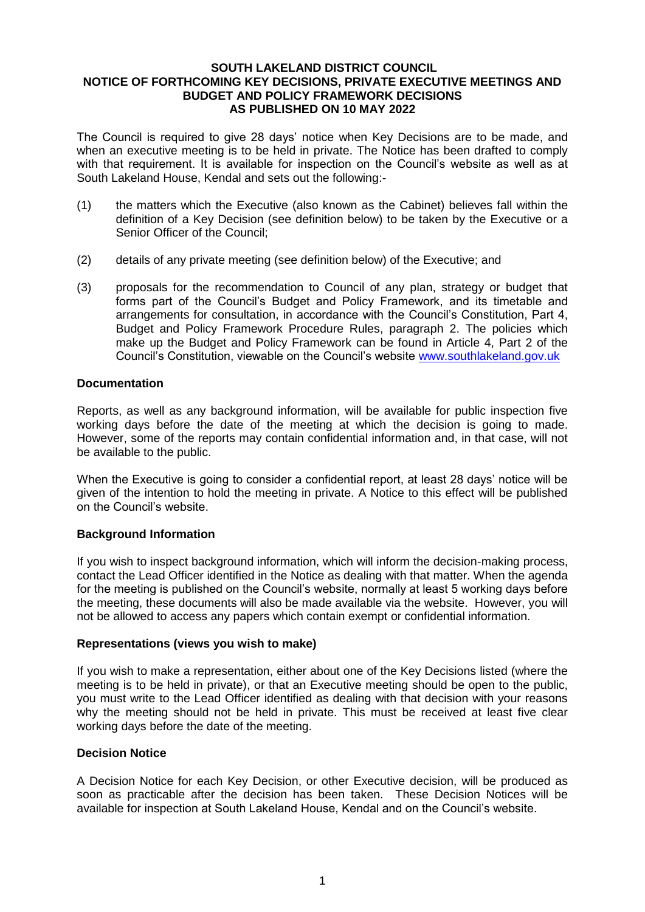# SOUTH LAKELAND DISTRICT COUNCIL
## NOTICE OF FORTHCOMING KEY DECISIONS, PRIVATE EXECUTIVE MEETINGS AND BUDGET AND POLICY FRAMEWORK DECISIONS
## AS PUBLISHED ON 10 MAY 2022

The Council is required to give 28 days' notice when Key Decisions are to be made, and when an executive meeting is to be held in private. The Notice has been drafted to comply with that requirement. It is available for inspection on the Council's website as well as at South Lakeland House, Kendal and sets out the following:-

(1) the matters which the Executive (also known as the Cabinet) believes fall within the definition of a Key Decision (see definition below) to be taken by the Executive or a Senior Officer of the Council;

(2) details of any private meeting (see definition below) of the Executive; and

(3) proposals for the recommendation to Council of any plan, strategy or budget that forms part of the Council's Budget and Policy Framework, and its timetable and arrangements for consultation, in accordance with the Council's Constitution, Part 4, Budget and Policy Framework Procedure Rules, paragraph 2. The policies which make up the Budget and Policy Framework can be found in Article 4, Part 2 of the Council's Constitution, viewable on the Council's website www.southlakeland.gov.uk

**Documentation**

Reports, as well as any background information, will be available for public inspection five working days before the date of the meeting at which the decision is going to made. However, some of the reports may contain confidential information and, in that case, will not be available to the public.

When the Executive is going to consider a confidential report, at least 28 days' notice will be given of the intention to hold the meeting in private. A Notice to this effect will be published on the Council's website.

**Background Information**

If you wish to inspect background information, which will inform the decision-making process, contact the Lead Officer identified in the Notice as dealing with that matter. When the agenda for the meeting is published on the Council's website, normally at least 5 working days before the meeting, these documents will also be made available via the website. However, you will not be allowed to access any papers which contain exempt or confidential information.

**Representations (views you wish to make)**

If you wish to make a representation, either about one of the Key Decisions listed (where the meeting is to be held in private), or that an Executive meeting should be open to the public, you must write to the Lead Officer identified as dealing with that decision with your reasons why the meeting should not be held in private. This must be received at least five clear working days before the date of the meeting.

**Decision Notice**

A Decision Notice for each Key Decision, or other Executive decision, will be produced as soon as practicable after the decision has been taken. These Decision Notices will be available for inspection at South Lakeland House, Kendal and on the Council's website.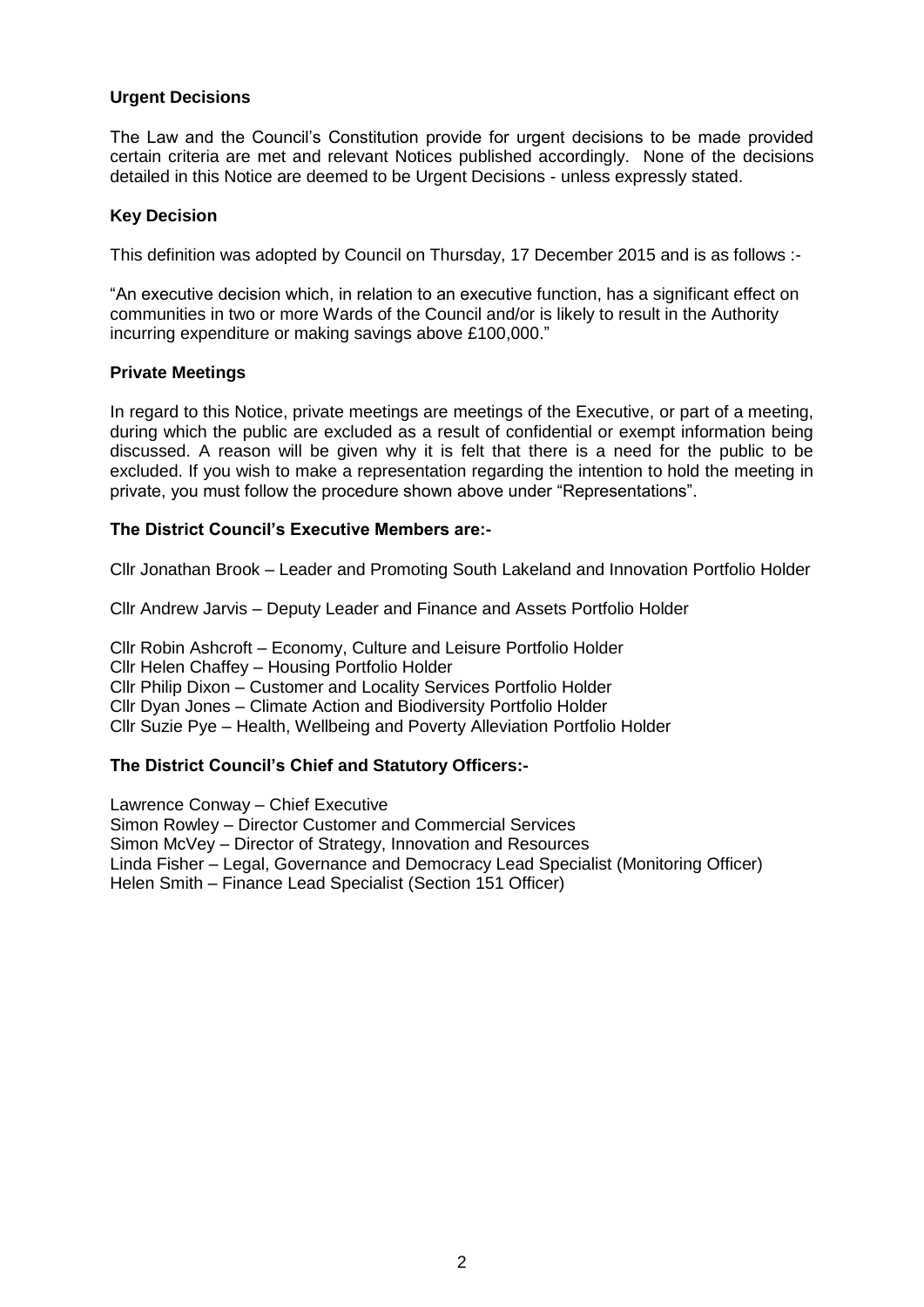### Urgent Decisions

The Law and the Council's Constitution provide for urgent decisions to be made provided certain criteria are met and relevant Notices published accordingly. None of the decisions detailed in this Notice are deemed to be Urgent Decisions - unless expressly stated.

### Key Decision

This definition was adopted by Council on Thursday, 17 December 2015 and is as follows :-

"An executive decision which, in relation to an executive function, has a significant effect on communities in two or more Wards of the Council and/or is likely to result in the Authority incurring expenditure or making savings above £100,000."

### Private Meetings

In regard to this Notice, private meetings are meetings of the Executive, or part of a meeting, during which the public are excluded as a result of confidential or exempt information being discussed. A reason will be given why it is felt that there is a need for the public to be excluded. If you wish to make a representation regarding the intention to hold the meeting in private, you must follow the procedure shown above under "Representations".

### The District Council's Executive Members are:-

Cllr Jonathan Brook – Leader and Promoting South Lakeland and Innovation Portfolio Holder

Cllr Andrew Jarvis – Deputy Leader and Finance and Assets Portfolio Holder

Cllr Robin Ashcroft – Economy, Culture and Leisure Portfolio Holder
Cllr Helen Chaffey – Housing Portfolio Holder
Cllr Philip Dixon – Customer and Locality Services Portfolio Holder
Cllr Dyan Jones – Climate Action and Biodiversity Portfolio Holder
Cllr Suzie Pye – Health, Wellbeing and Poverty Alleviation Portfolio Holder

### The District Council's Chief and Statutory Officers:-

Lawrence Conway – Chief Executive
Simon Rowley – Director Customer and Commercial Services
Simon McVey – Director of Strategy, Innovation and Resources
Linda Fisher – Legal, Governance and Democracy Lead Specialist (Monitoring Officer)
Helen Smith – Finance Lead Specialist (Section 151 Officer)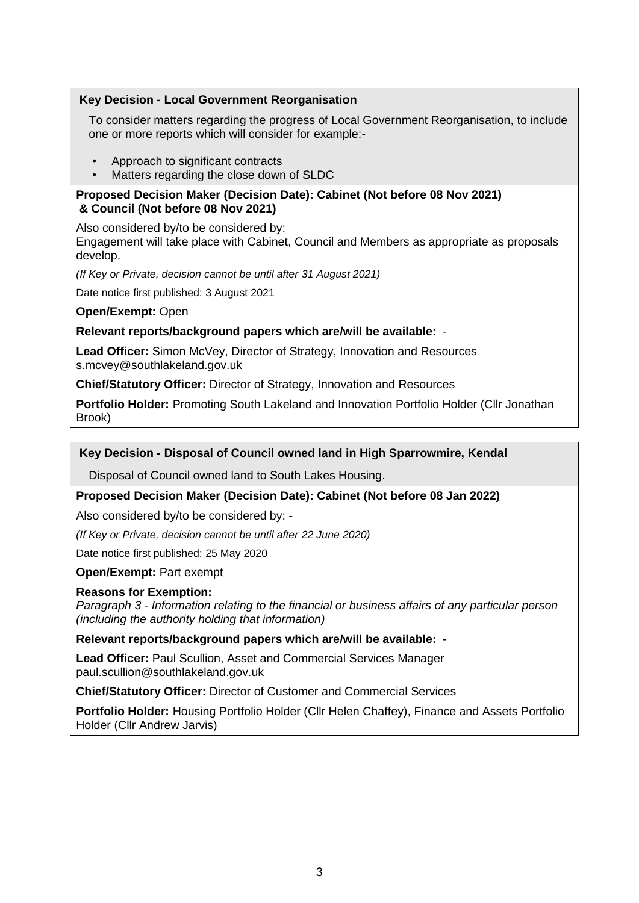### Key Decision - Local Government Reorganisation

To consider matters regarding the progress of Local Government Reorganisation, to include one or more reports which will consider for example:-

- Approach to significant contracts
- Matters regarding the close down of SLDC

**Proposed Decision Maker (Decision Date): Cabinet (Not before 08 Nov 2021) & Council (Not before 08 Nov 2021)**

Also considered by/to be considered by:
Engagement will take place with Cabinet, Council and Members as appropriate as proposals develop.

*(If Key or Private, decision cannot be until after 31 August 2021)*

Date notice first published: 3 August 2021

**Open/Exempt:** Open

**Relevant reports/background papers which are/will be available:** -

**Lead Officer:** Simon McVey, Director of Strategy, Innovation and Resources
s.mcvey@southlakeland.gov.uk

**Chief/Statutory Officer:** Director of Strategy, Innovation and Resources

**Portfolio Holder:** Promoting South Lakeland and Innovation Portfolio Holder (Cllr Jonathan Brook)

### Key Decision - Disposal of Council owned land in High Sparrowmire, Kendal

Disposal of Council owned land to South Lakes Housing.

**Proposed Decision Maker (Decision Date): Cabinet (Not before 08 Jan 2022)**

Also considered by/to be considered by: -

*(If Key or Private, decision cannot be until after 22 June 2020)*

Date notice first published: 25 May 2020

**Open/Exempt:** Part exempt

**Reasons for Exemption:**
*Paragraph 3 - Information relating to the financial or business affairs of any particular person (including the authority holding that information)*

**Relevant reports/background papers which are/will be available:** -

**Lead Officer:** Paul Scullion, Asset and Commercial Services Manager
paul.scullion@southlakeland.gov.uk

**Chief/Statutory Officer:** Director of Customer and Commercial Services

**Portfolio Holder:** Housing Portfolio Holder (Cllr Helen Chaffey), Finance and Assets Portfolio Holder (Cllr Andrew Jarvis)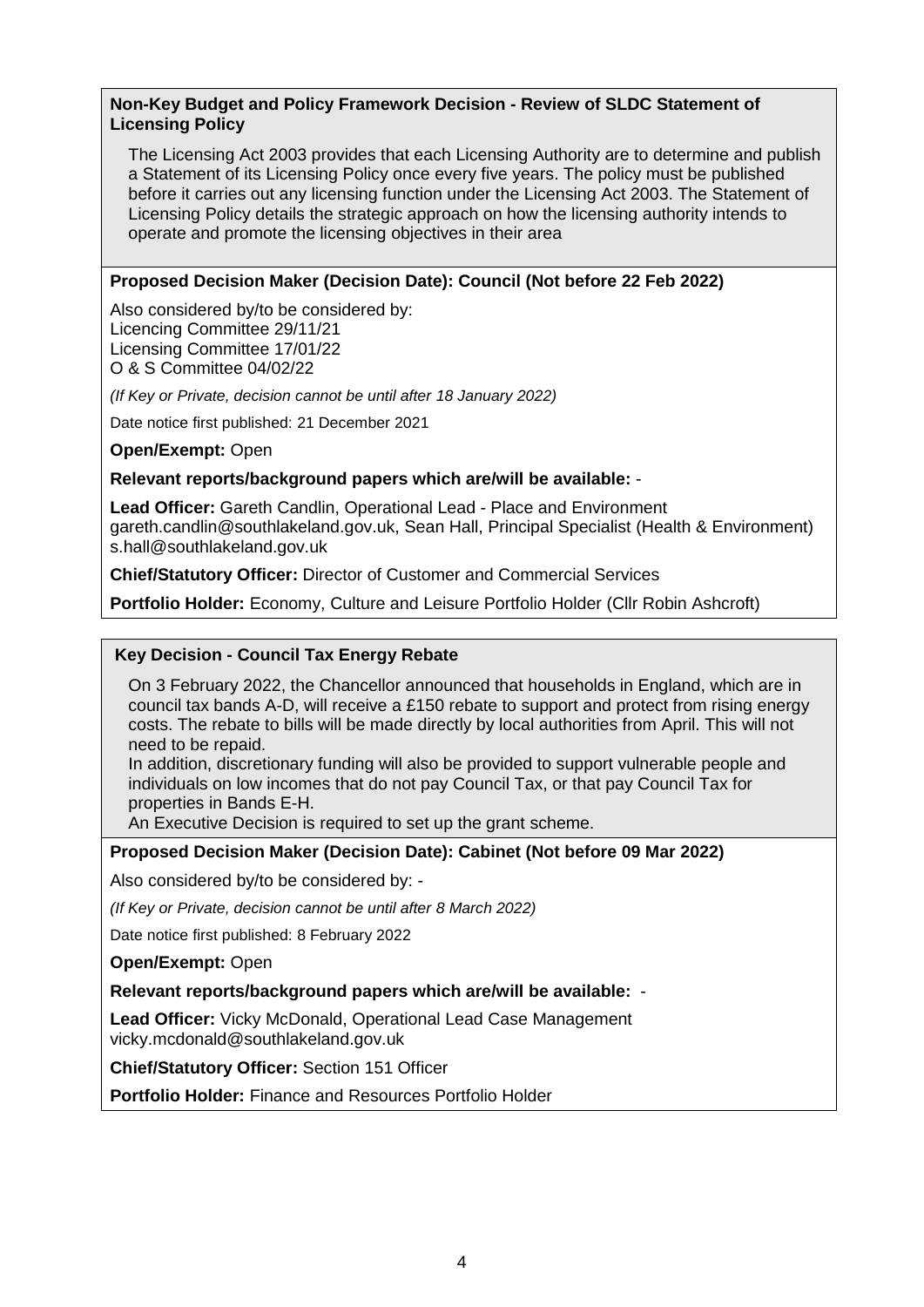**Non-Key Budget and Policy Framework Decision - Review of SLDC Statement of Licensing Policy**

The Licensing Act 2003 provides that each Licensing Authority are to determine and publish a Statement of its Licensing Policy once every five years. The policy must be published before it carries out any licensing function under the Licensing Act 2003. The Statement of Licensing Policy details the strategic approach on how the licensing authority intends to operate and promote the licensing objectives in their area

**Proposed Decision Maker (Decision Date): Council (Not before 22 Feb 2022)**

Also considered by/to be considered by:
Licencing Committee 29/11/21
Licensing Committee 17/01/22
O & S Committee 04/02/22

*(If Key or Private, decision cannot be until after 18 January 2022)*

Date notice first published: 21 December 2021

**Open/Exempt:** Open

**Relevant reports/background papers which are/will be available:** -

**Lead Officer:** Gareth Candlin, Operational Lead - Place and Environment gareth.candlin@southlakeland.gov.uk, Sean Hall, Principal Specialist (Health & Environment) s.hall@southlakeland.gov.uk

**Chief/Statutory Officer:** Director of Customer and Commercial Services

**Portfolio Holder:** Economy, Culture and Leisure Portfolio Holder (Cllr Robin Ashcroft)

---

**Key Decision - Council Tax Energy Rebate**

On 3 February 2022, the Chancellor announced that households in England, which are in council tax bands A-D, will receive a £150 rebate to support and protect from rising energy costs. The rebate to bills will be made directly by local authorities from April. This will not need to be repaid.
In addition, discretionary funding will also be provided to support vulnerable people and individuals on low incomes that do not pay Council Tax, or that pay Council Tax for properties in Bands E-H.
An Executive Decision is required to set up the grant scheme.

**Proposed Decision Maker (Decision Date): Cabinet (Not before 09 Mar 2022)**

Also considered by/to be considered by: -

*(If Key or Private, decision cannot be until after 8 March 2022)*

Date notice first published: 8 February 2022

**Open/Exempt:** Open

**Relevant reports/background papers which are/will be available:** -

**Lead Officer:** Vicky McDonald, Operational Lead Case Management vicky.mcdonald@southlakeland.gov.uk

**Chief/Statutory Officer:** Section 151 Officer

**Portfolio Holder:** Finance and Resources Portfolio Holder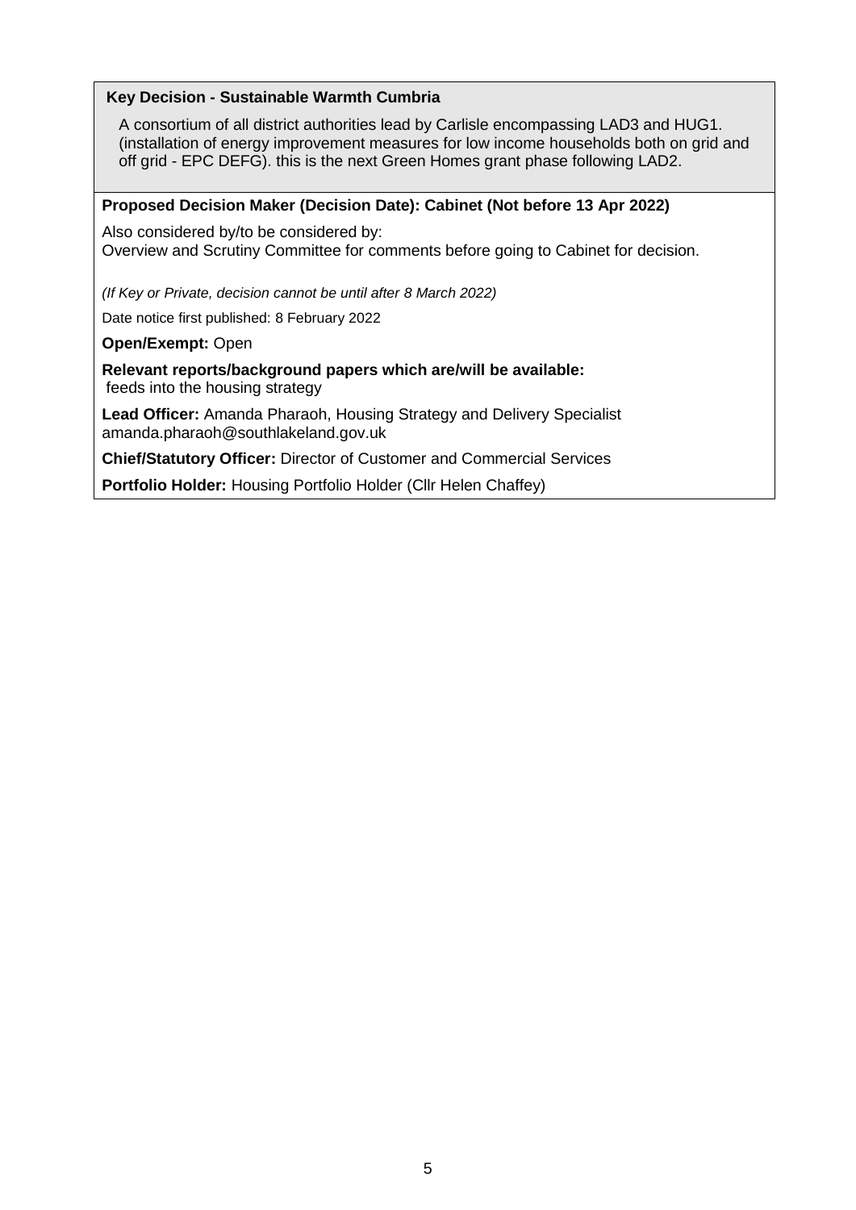**Key Decision - Sustainable Warmth Cumbria**

A consortium of all district authorities lead by Carlisle encompassing LAD3 and HUG1. (installation of energy improvement measures for low income households both on grid and off grid - EPC DEFG). this is the next Green Homes grant phase following LAD2.

**Proposed Decision Maker (Decision Date): Cabinet (Not before 13 Apr 2022)**

Also considered by/to be considered by:
Overview and Scrutiny Committee for comments before going to Cabinet for decision.

*(If Key or Private, decision cannot be until after 8 March 2022)*

Date notice first published: 8 February 2022

**Open/Exempt:** Open

**Relevant reports/background papers which are/will be available:**
feeds into the housing strategy

**Lead Officer:** Amanda Pharaoh, Housing Strategy and Delivery Specialist
amanda.pharaoh@southlakeland.gov.uk

**Chief/Statutory Officer:** Director of Customer and Commercial Services

**Portfolio Holder:** Housing Portfolio Holder (Cllr Helen Chaffey)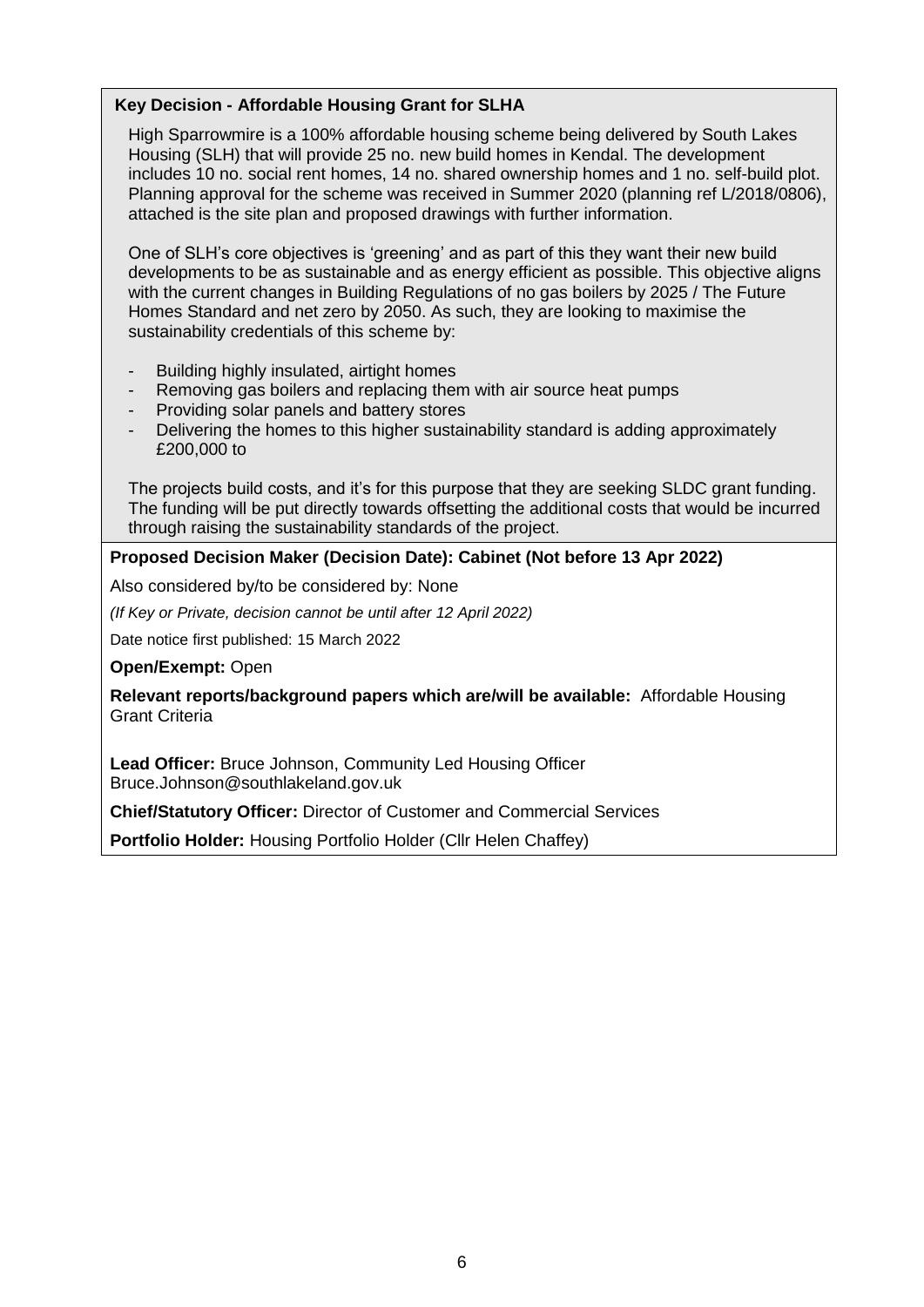**Key Decision - Affordable Housing Grant for SLHA**

High Sparrowmire is a 100% affordable housing scheme being delivered by South Lakes Housing (SLH) that will provide 25 no. new build homes in Kendal. The development includes 10 no. social rent homes, 14 no. shared ownership homes and 1 no. self-build plot. Planning approval for the scheme was received in Summer 2020 (planning ref L/2018/0806), attached is the site plan and proposed drawings with further information.

One of SLH's core objectives is 'greening' and as part of this they want their new build developments to be as sustainable and as energy efficient as possible. This objective aligns with the current changes in Building Regulations of no gas boilers by 2025 / The Future Homes Standard and net zero by 2050. As such, they are looking to maximise the sustainability credentials of this scheme by:

- Building highly insulated, airtight homes
- Removing gas boilers and replacing them with air source heat pumps
- Providing solar panels and battery stores
- Delivering the homes to this higher sustainability standard is adding approximately £200,000 to

The projects build costs, and it's for this purpose that they are seeking SLDC grant funding. The funding will be put directly towards offsetting the additional costs that would be incurred through raising the sustainability standards of the project.

**Proposed Decision Maker (Decision Date): Cabinet (Not before 13 Apr 2022)**

Also considered by/to be considered by: None

*(If Key or Private, decision cannot be until after 12 April 2022)*

Date notice first published: 15 March 2022

**Open/Exempt:** Open

**Relevant reports/background papers which are/will be available:** Affordable Housing Grant Criteria

**Lead Officer:** Bruce Johnson, Community Led Housing Officer
Bruce.Johnson@southlakeland.gov.uk

**Chief/Statutory Officer:** Director of Customer and Commercial Services

**Portfolio Holder:** Housing Portfolio Holder (Cllr Helen Chaffey)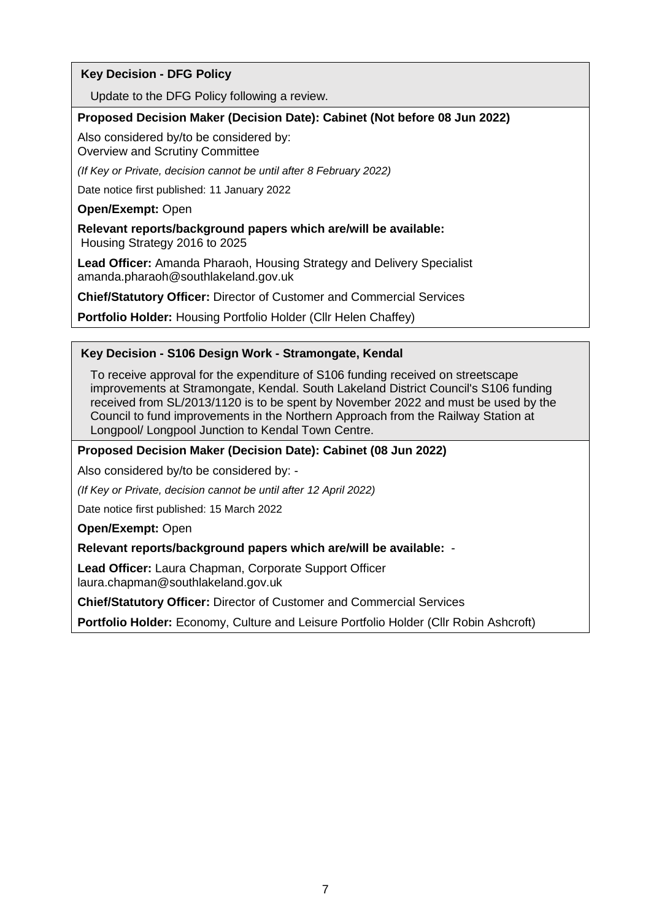**Key Decision - DFG Policy**

Update to the DFG Policy following a review.

**Proposed Decision Maker (Decision Date): Cabinet (Not before 08 Jun 2022)**

Also considered by/to be considered by:
Overview and Scrutiny Committee

*(If Key or Private, decision cannot be until after 8 February 2022)*

Date notice first published: 11 January 2022

**Open/Exempt:** Open

**Relevant reports/background papers which are/will be available:**
Housing Strategy 2016 to 2025

**Lead Officer:** Amanda Pharaoh, Housing Strategy and Delivery Specialist
amanda.pharaoh@southlakeland.gov.uk

**Chief/Statutory Officer:** Director of Customer and Commercial Services

**Portfolio Holder:** Housing Portfolio Holder (Cllr Helen Chaffey)

---

**Key Decision - S106 Design Work - Stramongate, Kendal**

To receive approval for the expenditure of S106 funding received on streetscape improvements at Stramongate, Kendal. South Lakeland District Council's S106 funding received from SL/2013/1120 is to be spent by November 2022 and must be used by the Council to fund improvements in the Northern Approach from the Railway Station at Longpool/ Longpool Junction to Kendal Town Centre.

**Proposed Decision Maker (Decision Date): Cabinet (08 Jun 2022)**

Also considered by/to be considered by: -

*(If Key or Private, decision cannot be until after 12 April 2022)*

Date notice first published: 15 March 2022

**Open/Exempt:** Open

**Relevant reports/background papers which are/will be available:** -

**Lead Officer:** Laura Chapman, Corporate Support Officer
laura.chapman@southlakeland.gov.uk

**Chief/Statutory Officer:** Director of Customer and Commercial Services

**Portfolio Holder:** Economy, Culture and Leisure Portfolio Holder (Cllr Robin Ashcroft)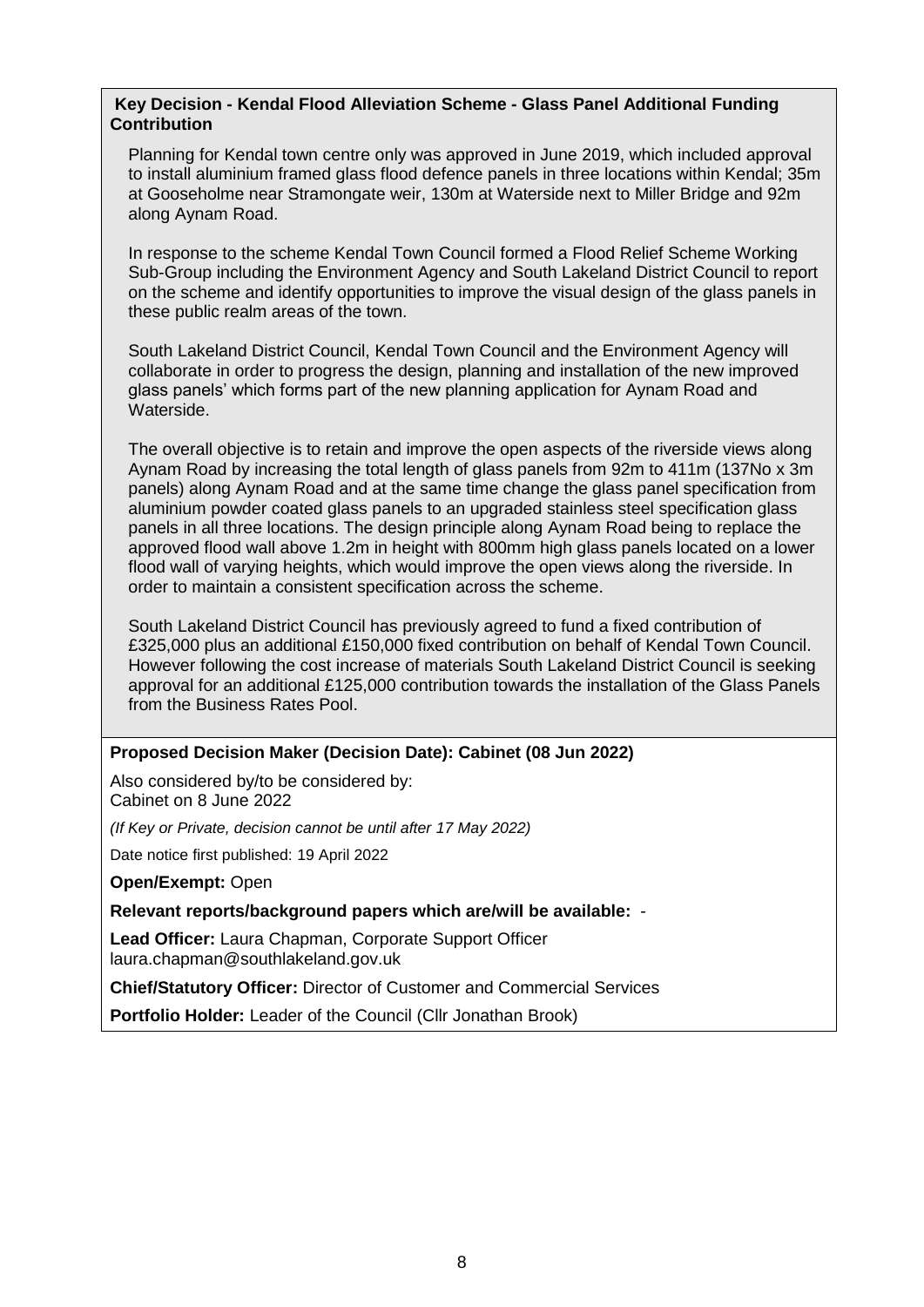**Key Decision - Kendal Flood Alleviation Scheme - Glass Panel Additional Funding Contribution**

Planning for Kendal town centre only was approved in June 2019, which included approval to install aluminium framed glass flood defence panels in three locations within Kendal; 35m at Gooseholme near Stramongate weir, 130m at Waterside next to Miller Bridge and 92m along Aynam Road.

In response to the scheme Kendal Town Council formed a Flood Relief Scheme Working Sub-Group including the Environment Agency and South Lakeland District Council to report on the scheme and identify opportunities to improve the visual design of the glass panels in these public realm areas of the town.

South Lakeland District Council, Kendal Town Council and the Environment Agency will collaborate in order to progress the design, planning and installation of the new improved glass panels' which forms part of the new planning application for Aynam Road and Waterside.

The overall objective is to retain and improve the open aspects of the riverside views along Aynam Road by increasing the total length of glass panels from 92m to 411m (137No x 3m panels) along Aynam Road and at the same time change the glass panel specification from aluminium powder coated glass panels to an upgraded stainless steel specification glass panels in all three locations. The design principle along Aynam Road being to replace the approved flood wall above 1.2m in height with 800mm high glass panels located on a lower flood wall of varying heights, which would improve the open views along the riverside. In order to maintain a consistent specification across the scheme.

South Lakeland District Council has previously agreed to fund a fixed contribution of £325,000 plus an additional £150,000 fixed contribution on behalf of Kendal Town Council. However following the cost increase of materials South Lakeland District Council is seeking approval for an additional £125,000 contribution towards the installation of the Glass Panels from the Business Rates Pool.

**Proposed Decision Maker (Decision Date): Cabinet (08 Jun 2022)**

Also considered by/to be considered by:
Cabinet on 8 June 2022

*(If Key or Private, decision cannot be until after 17 May 2022)*

Date notice first published: 19 April 2022

**Open/Exempt:** Open

**Relevant reports/background papers which are/will be available:** -

**Lead Officer:** Laura Chapman, Corporate Support Officer
laura.chapman@southlakeland.gov.uk

**Chief/Statutory Officer:** Director of Customer and Commercial Services

**Portfolio Holder:** Leader of the Council (Cllr Jonathan Brook)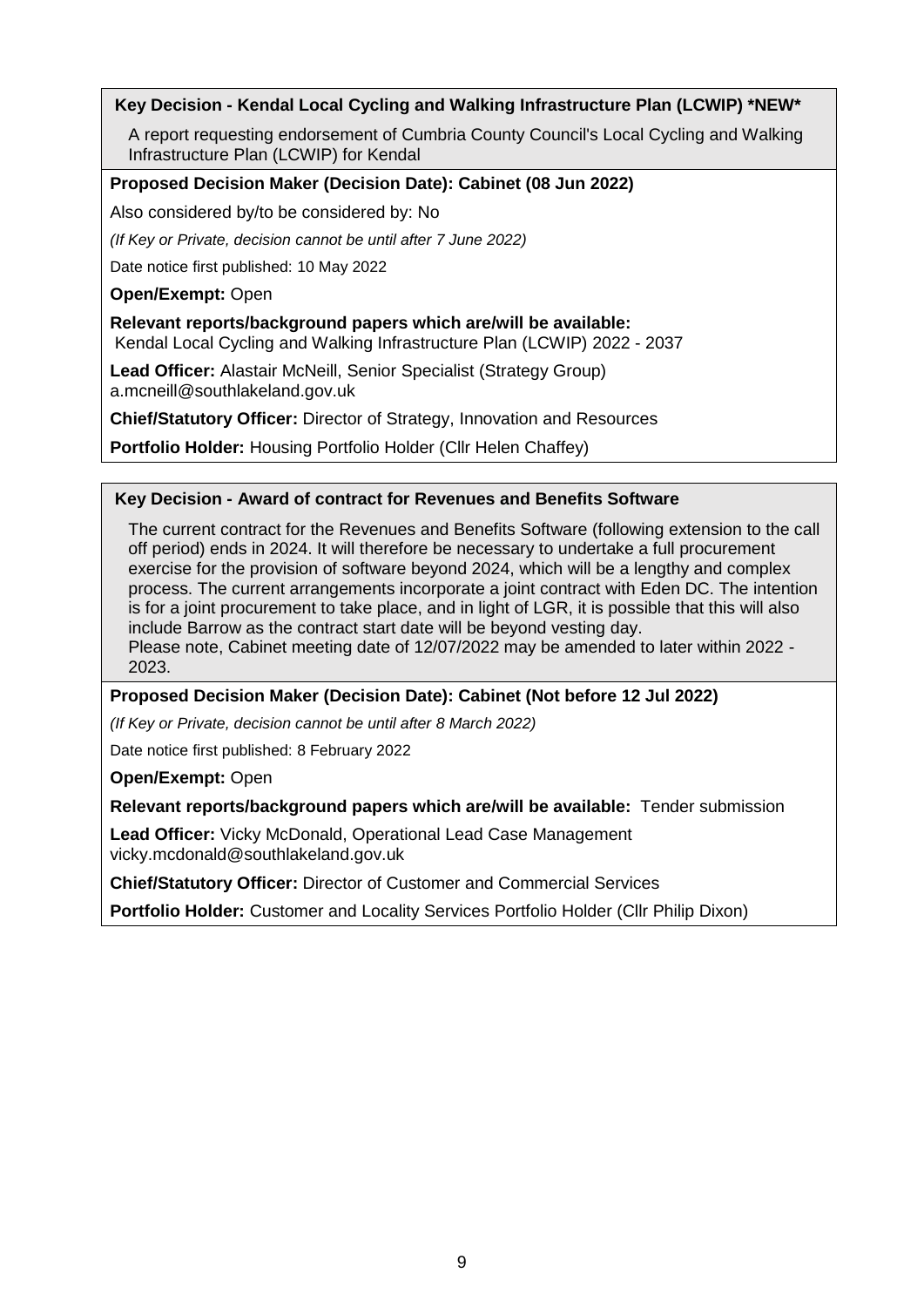### Key Decision - Kendal Local Cycling and Walking Infrastructure Plan (LCWIP) *NEW*

A report requesting endorsement of Cumbria County Council's Local Cycling and Walking Infrastructure Plan (LCWIP) for Kendal

**Proposed Decision Maker (Decision Date): Cabinet (08 Jun 2022)**

Also considered by/to be considered by: No

*(If Key or Private, decision cannot be until after 7 June 2022)*

Date notice first published: 10 May 2022

**Open/Exempt:** Open

**Relevant reports/background papers which are/will be available:**
Kendal Local Cycling and Walking Infrastructure Plan (LCWIP) 2022 - 2037

**Lead Officer:** Alastair McNeill, Senior Specialist (Strategy Group)
a.mcneill@southlakeland.gov.uk

**Chief/Statutory Officer:** Director of Strategy, Innovation and Resources

**Portfolio Holder:** Housing Portfolio Holder (Cllr Helen Chaffey)

### Key Decision - Award of contract for Revenues and Benefits Software

The current contract for the Revenues and Benefits Software (following extension to the call off period) ends in 2024. It will therefore be necessary to undertake a full procurement exercise for the provision of software beyond 2024, which will be a lengthy and complex process. The current arrangements incorporate a joint contract with Eden DC. The intention is for a joint procurement to take place, and in light of LGR, it is possible that this will also include Barrow as the contract start date will be beyond vesting day.
Please note, Cabinet meeting date of 12/07/2022 may be amended to later within 2022 - 2023.

**Proposed Decision Maker (Decision Date): Cabinet (Not before 12 Jul 2022)**

*(If Key or Private, decision cannot be until after 8 March 2022)*

Date notice first published: 8 February 2022

**Open/Exempt:** Open

**Relevant reports/background papers which are/will be available:** Tender submission

**Lead Officer:** Vicky McDonald, Operational Lead Case Management
vicky.mcdonald@southlakeland.gov.uk

**Chief/Statutory Officer:** Director of Customer and Commercial Services

**Portfolio Holder:** Customer and Locality Services Portfolio Holder (Cllr Philip Dixon)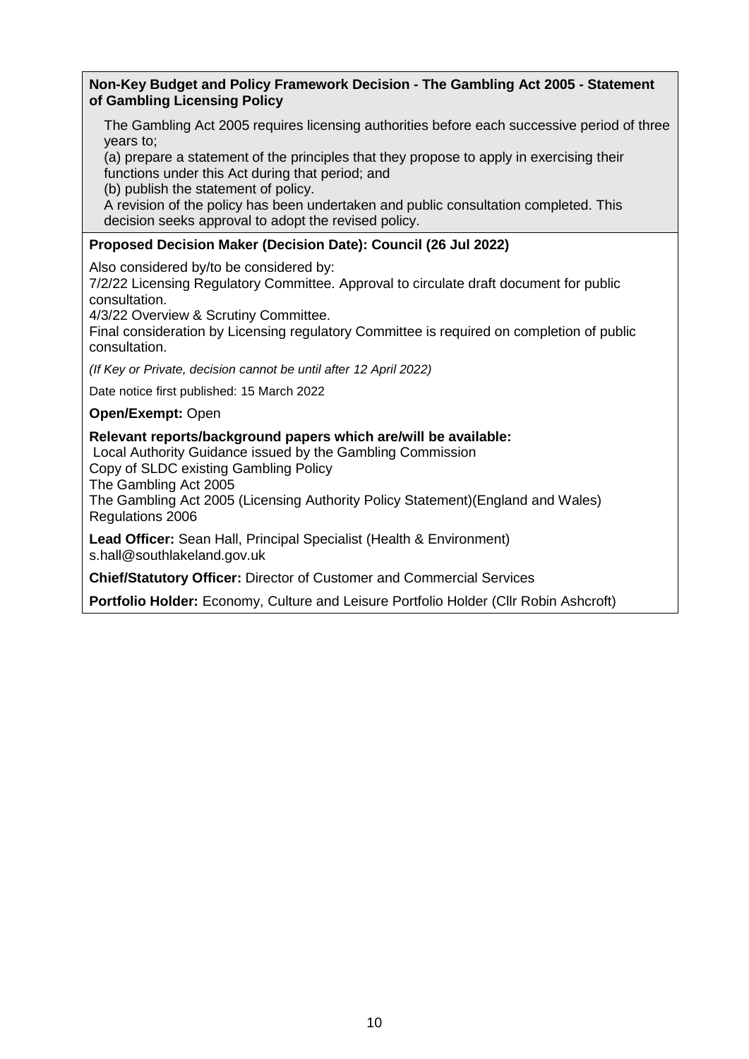**Non-Key Budget and Policy Framework Decision - The Gambling Act 2005 - Statement of Gambling Licensing Policy**

The Gambling Act 2005 requires licensing authorities before each successive period of three years to;

(a) prepare a statement of the principles that they propose to apply in exercising their functions under this Act during that period; and

(b) publish the statement of policy.

A revision of the policy has been undertaken and public consultation completed. This decision seeks approval to adopt the revised policy.

**Proposed Decision Maker (Decision Date): Council (26 Jul 2022)**

Also considered by/to be considered by:

7/2/22 Licensing Regulatory Committee. Approval to circulate draft document for public consultation.

4/3/22 Overview & Scrutiny Committee.

Final consideration by Licensing regulatory Committee is required on completion of public consultation.

*(If Key or Private, decision cannot be until after 12 April 2022)*

Date notice first published: 15 March 2022

**Open/Exempt:** Open

**Relevant reports/background papers which are/will be available:**

Local Authority Guidance issued by the Gambling Commission

Copy of SLDC existing Gambling Policy

The Gambling Act 2005

The Gambling Act 2005 (Licensing Authority Policy Statement)(England and Wales) Regulations 2006

**Lead Officer:** Sean Hall, Principal Specialist (Health & Environment)
s.hall@southlakeland.gov.uk

**Chief/Statutory Officer:** Director of Customer and Commercial Services

**Portfolio Holder:** Economy, Culture and Leisure Portfolio Holder (Cllr Robin Ashcroft)